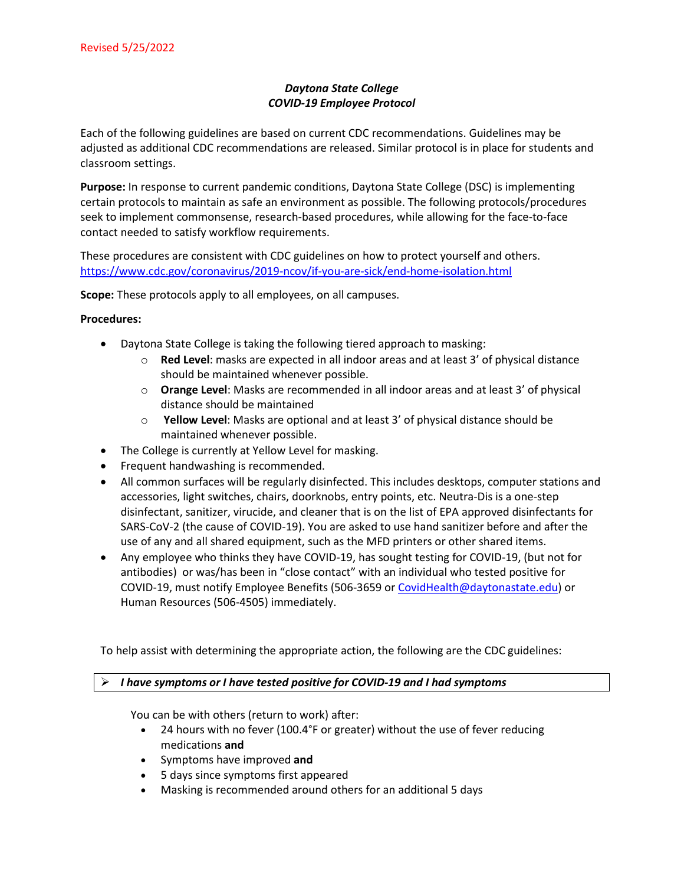Revised 5/25/2022

# *Daytona State College*
# *COVID-19 Employee Protocol*

Each of the following guidelines are based on current CDC recommendations. Guidelines may be adjusted as additional CDC recommendations are released. Similar protocol is in place for students and classroom settings.

**Purpose:** In response to current pandemic conditions, Daytona State College (DSC) is implementing certain protocols to maintain as safe an environment as possible. The following protocols/procedures seek to implement commonsense, research-based procedures, while allowing for the face-to-face contact needed to satisfy workflow requirements.

These procedures are consistent with CDC guidelines on how to protect yourself and others. https://www.cdc.gov/coronavirus/2019-ncov/if-you-are-sick/end-home-isolation.html

**Scope:** These protocols apply to all employees, on all campuses.

**Procedures:**

- Daytona State College is taking the following tiered approach to masking:
  - **Red Level**: masks are expected in all indoor areas and at least 3' of physical distance should be maintained whenever possible.
  - **Orange Level**: Masks are recommended in all indoor areas and at least 3' of physical distance should be maintained
  - **Yellow Level**: Masks are optional and at least 3' of physical distance should be maintained whenever possible.
- The College is currently at Yellow Level for masking.
- Frequent handwashing is recommended.
- All common surfaces will be regularly disinfected. This includes desktops, computer stations and accessories, light switches, chairs, doorknobs, entry points, etc. Neutra-Dis is a one-step disinfectant, sanitizer, virucide, and cleaner that is on the list of EPA approved disinfectants for SARS-CoV-2 (the cause of COVID-19). You are asked to use hand sanitizer before and after the use of any and all shared equipment, such as the MFD printers or other shared items.
- Any employee who thinks they have COVID-19, has sought testing for COVID-19, (but not for antibodies) or was/has been in "close contact" with an individual who tested positive for COVID-19, must notify Employee Benefits (506-3659 or CovidHealth@daytonastate.edu) or Human Resources (506-4505) immediately.

To help assist with determining the appropriate action, the following are the CDC guidelines:

### ➢ *I have symptoms or I have tested positive for COVID-19 and I had symptoms*

You can be with others (return to work) after:

- 24 hours with no fever (100.4°F or greater) without the use of fever reducing medications **and**
- Symptoms have improved **and**
- 5 days since symptoms first appeared
- Masking is recommended around others for an additional 5 days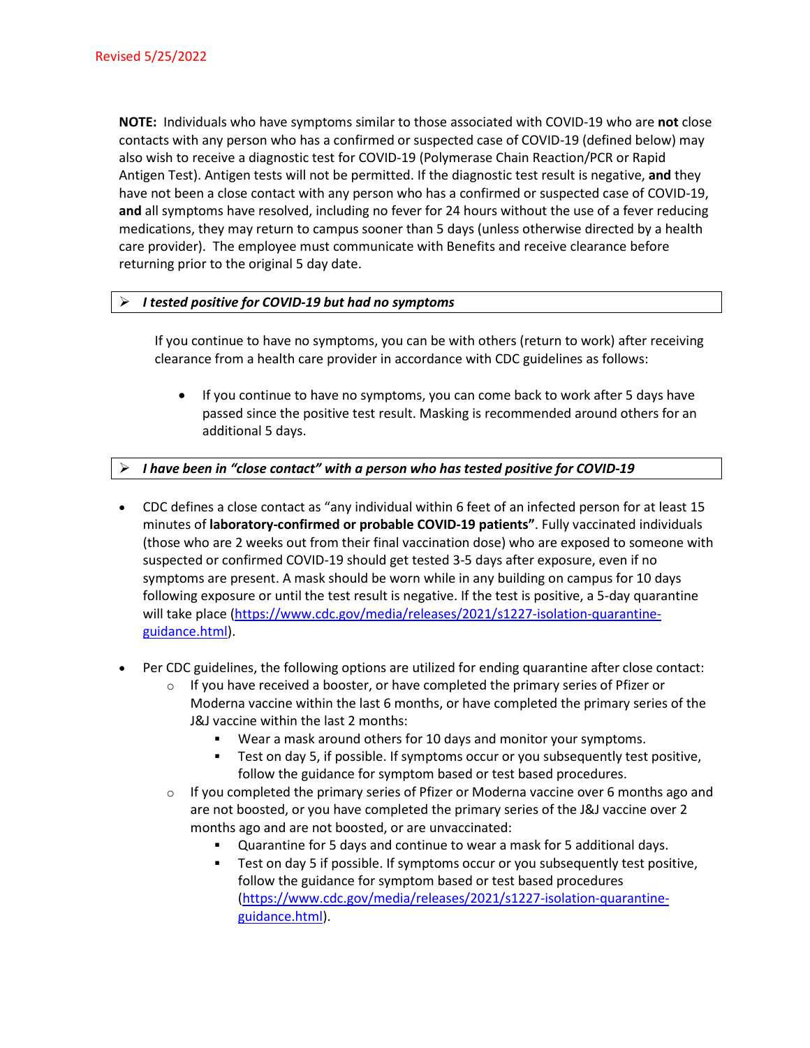Revised 5/25/2022

**NOTE:** Individuals who have symptoms similar to those associated with COVID-19 who are **not** close contacts with any person who has a confirmed or suspected case of COVID-19 (defined below) may also wish to receive a diagnostic test for COVID-19 (Polymerase Chain Reaction/PCR or Rapid Antigen Test). Antigen tests will not be permitted. If the diagnostic test result is negative, **and** they have not been a close contact with any person who has a confirmed or suspected case of COVID-19, **and** all symptoms have resolved, including no fever for 24 hours without the use of a fever reducing medications, they may return to campus sooner than 5 days (unless otherwise directed by a health care provider). The employee must communicate with Benefits and receive clearance before returning prior to the original 5 day date.

➢ ***I tested positive for COVID-19 but had no symptoms***

If you continue to have no symptoms, you can be with others (return to work) after receiving clearance from a health care provider in accordance with CDC guidelines as follows:

- If you continue to have no symptoms, you can come back to work after 5 days have passed since the positive test result. Masking is recommended around others for an additional 5 days.

➢ ***I have been in "close contact" with a person who has tested positive for COVID-19***

- CDC defines a close contact as "any individual within 6 feet of an infected person for at least 15 minutes of **laboratory-confirmed or probable COVID-19 patients"**. Fully vaccinated individuals (those who are 2 weeks out from their final vaccination dose) who are exposed to someone with suspected or confirmed COVID-19 should get tested 3-5 days after exposure, even if no symptoms are present. A mask should be worn while in any building on campus for 10 days following exposure or until the test result is negative. If the test is positive, a 5-day quarantine will take place (https://www.cdc.gov/media/releases/2021/s1227-isolation-quarantine-guidance.html).
- Per CDC guidelines, the following options are utilized for ending quarantine after close contact:
  - If you have received a booster, or have completed the primary series of Pfizer or Moderna vaccine within the last 6 months, or have completed the primary series of the J&J vaccine within the last 2 months:
    - Wear a mask around others for 10 days and monitor your symptoms.
    - Test on day 5, if possible. If symptoms occur or you subsequently test positive, follow the guidance for symptom based or test based procedures.
  - If you completed the primary series of Pfizer or Moderna vaccine over 6 months ago and are not boosted, or you have completed the primary series of the J&J vaccine over 2 months ago and are not boosted, or are unvaccinated:
    - Quarantine for 5 days and continue to wear a mask for 5 additional days.
    - Test on day 5 if possible. If symptoms occur or you subsequently test positive, follow the guidance for symptom based or test based procedures (https://www.cdc.gov/media/releases/2021/s1227-isolation-quarantine-guidance.html).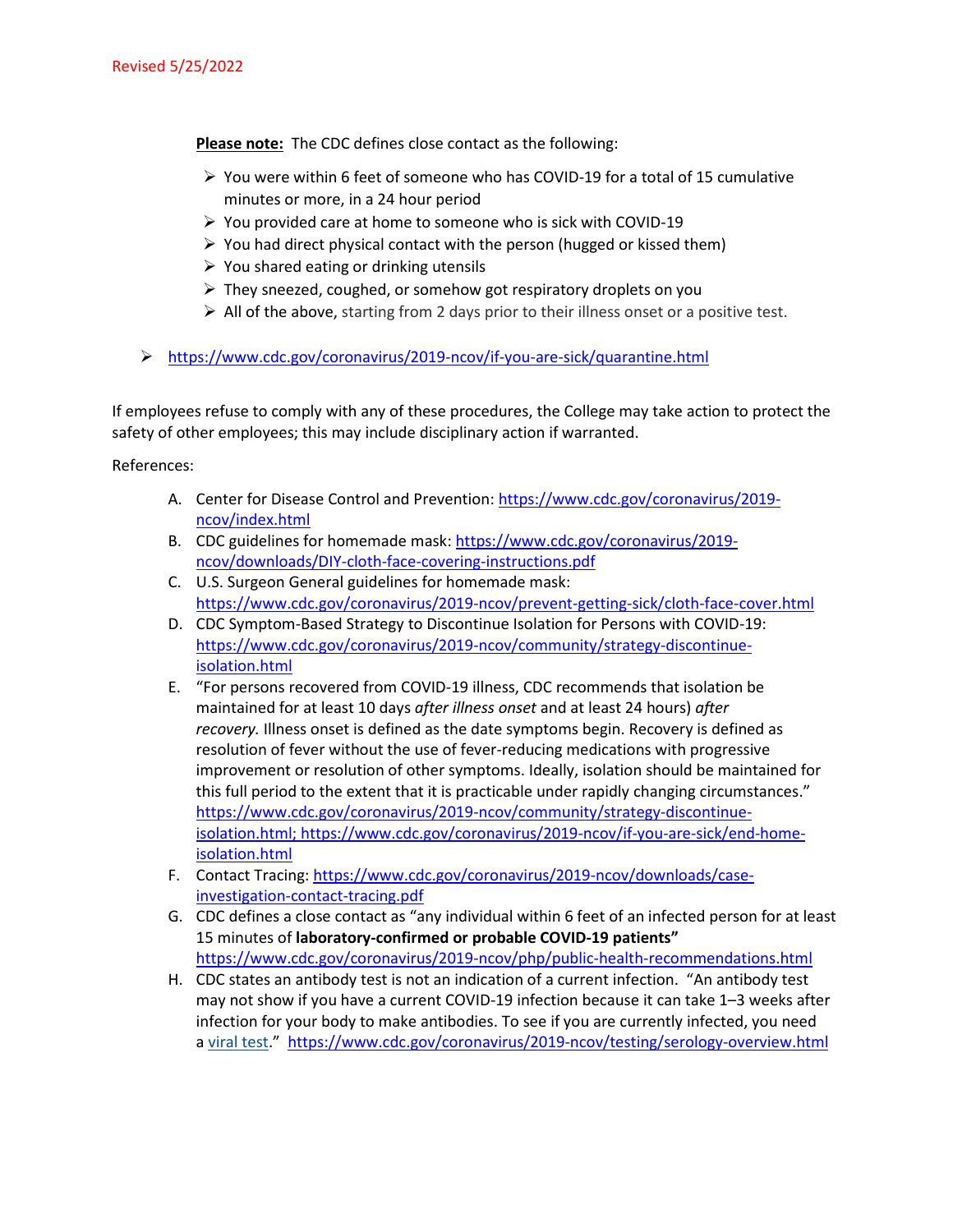Revised 5/25/2022

**Please note:** The CDC defines close contact as the following:

- You were within 6 feet of someone who has COVID-19 for a total of 15 cumulative minutes or more, in a 24 hour period
- You provided care at home to someone who is sick with COVID-19
- You had direct physical contact with the person (hugged or kissed them)
- You shared eating or drinking utensils
- They sneezed, coughed, or somehow got respiratory droplets on you
- All of the above, starting from 2 days prior to their illness onset or a positive test.

- https://www.cdc.gov/coronavirus/2019-ncov/if-you-are-sick/quarantine.html

If employees refuse to comply with any of these procedures, the College may take action to protect the safety of other employees; this may include disciplinary action if warranted.

References:

A. Center for Disease Control and Prevention: https://www.cdc.gov/coronavirus/2019-ncov/index.html
B. CDC guidelines for homemade mask: https://www.cdc.gov/coronavirus/2019-ncov/downloads/DIY-cloth-face-covering-instructions.pdf
C. U.S. Surgeon General guidelines for homemade mask: https://www.cdc.gov/coronavirus/2019-ncov/prevent-getting-sick/cloth-face-cover.html
D. CDC Symptom-Based Strategy to Discontinue Isolation for Persons with COVID-19: https://www.cdc.gov/coronavirus/2019-ncov/community/strategy-discontinue-isolation.html
E. "For persons recovered from COVID-19 illness, CDC recommends that isolation be maintained for at least 10 days *after illness onset* and at least 24 hours) *after recovery.* Illness onset is defined as the date symptoms begin. Recovery is defined as resolution of fever without the use of fever-reducing medications with progressive improvement or resolution of other symptoms. Ideally, isolation should be maintained for this full period to the extent that it is practicable under rapidly changing circumstances." https://www.cdc.gov/coronavirus/2019-ncov/community/strategy-discontinue-isolation.html; https://www.cdc.gov/coronavirus/2019-ncov/if-you-are-sick/end-home-isolation.html
F. Contact Tracing: https://www.cdc.gov/coronavirus/2019-ncov/downloads/case-investigation-contact-tracing.pdf
G. CDC defines a close contact as "any individual within 6 feet of an infected person for at least 15 minutes of **laboratory-confirmed or probable COVID-19 patients"** https://www.cdc.gov/coronavirus/2019-ncov/php/public-health-recommendations.html
H. CDC states an antibody test is not an indication of a current infection. "An antibody test may not show if you have a current COVID-19 infection because it can take 1–3 weeks after infection for your body to make antibodies. To see if you are currently infected, you need a viral test." https://www.cdc.gov/coronavirus/2019-ncov/testing/serology-overview.html